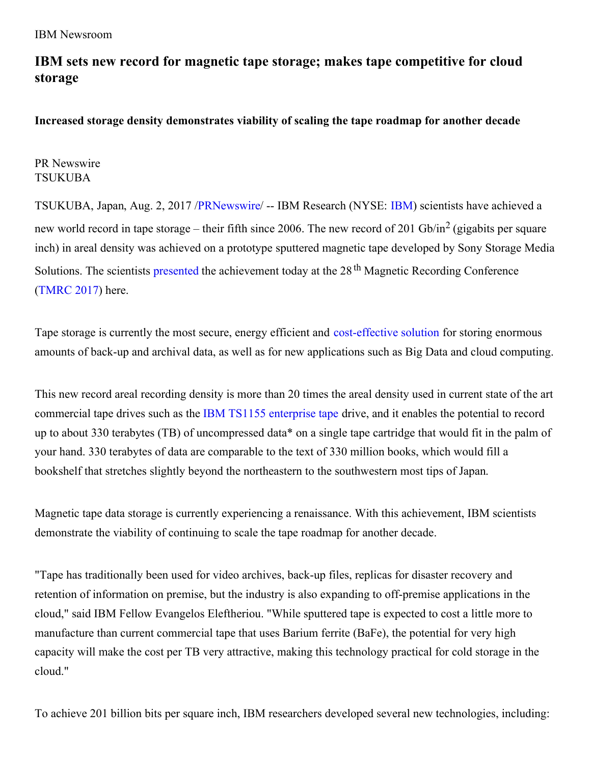IBM Newsroom

# IBM sets new record for magnetic tape storage; makes tape competitive for cloud storage

### Increased storage density demonstrates viability of scaling the tape roadmap for another decade

PR Newswire
TSUKUBA

TSUKUBA, Japan, Aug. 2, 2017 /PRNewswire/ -- IBM Research (NYSE: IBM) scientists have achieved a new world record in tape storage – their fifth since 2006. The new record of 201 $Gb/in^2$ (gigabits per square inch) in areal density was achieved on a prototype sputtered magnetic tape developed by Sony Storage Media Solutions. The scientists presented the achievement today at the 28th Magnetic Recording Conference (TMRC 2017) here.

Tape storage is currently the most secure, energy efficient and cost-effective solution for storing enormous amounts of back-up and archival data, as well as for new applications such as Big Data and cloud computing.

This new record areal recording density is more than 20 times the areal density used in current state of the art commercial tape drives such as the IBM TS1155 enterprise tape drive, and it enables the potential to record up to about 330 terabytes (TB) of uncompressed data* on a single tape cartridge that would fit in the palm of your hand. 330 terabytes of data are comparable to the text of 330 million books, which would fill a bookshelf that stretches slightly beyond the northeastern to the southwestern most tips of Japan.

Magnetic tape data storage is currently experiencing a renaissance. With this achievement, IBM scientists demonstrate the viability of continuing to scale the tape roadmap for another decade.

"Tape has traditionally been used for video archives, back-up files, replicas for disaster recovery and retention of information on premise, but the industry is also expanding to off-premise applications in the cloud," said IBM Fellow Evangelos Eleftheriou. "While sputtered tape is expected to cost a little more to manufacture than current commercial tape that uses Barium ferrite (BaFe), the potential for very high capacity will make the cost per TB very attractive, making this technology practical for cold storage in the cloud."

To achieve 201 billion bits per square inch, IBM researchers developed several new technologies, including: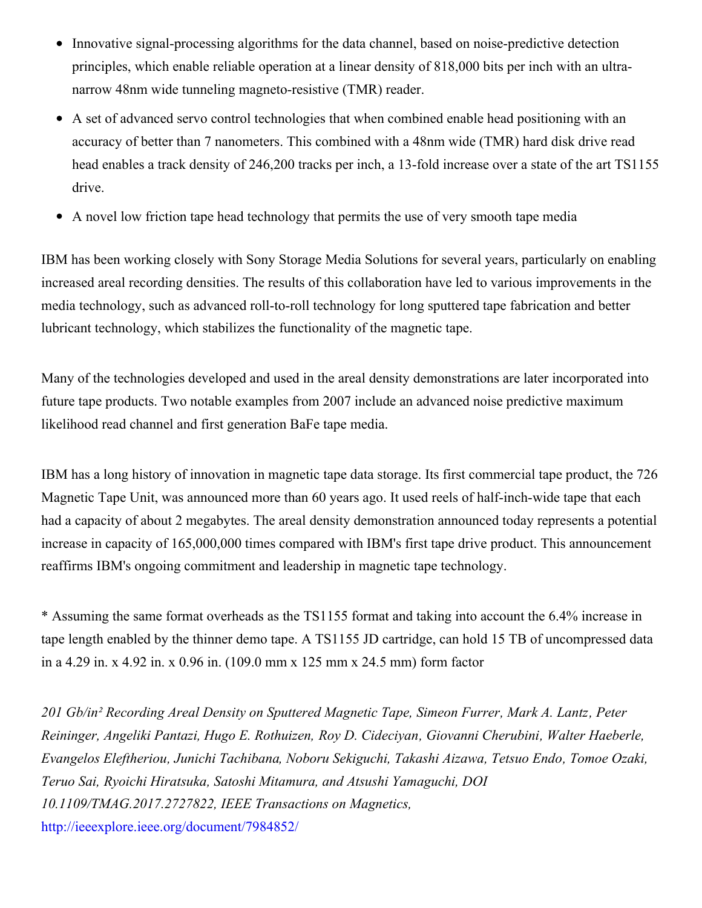- Innovative signal-processing algorithms for the data channel, based on noise-predictive detection principles, which enable reliable operation at a linear density of 818,000 bits per inch with an ultra-narrow 48nm wide tunneling magneto-resistive (TMR) reader.
- A set of advanced servo control technologies that when combined enable head positioning with an accuracy of better than 7 nanometers. This combined with a 48nm wide (TMR) hard disk drive read head enables a track density of 246,200 tracks per inch, a 13-fold increase over a state of the art TS1155 drive.
- A novel low friction tape head technology that permits the use of very smooth tape media

IBM has been working closely with Sony Storage Media Solutions for several years, particularly on enabling increased areal recording densities. The results of this collaboration have led to various improvements in the media technology, such as advanced roll-to-roll technology for long sputtered tape fabrication and better lubricant technology, which stabilizes the functionality of the magnetic tape.

Many of the technologies developed and used in the areal density demonstrations are later incorporated into future tape products. Two notable examples from 2007 include an advanced noise predictive maximum likelihood read channel and first generation BaFe tape media.

IBM has a long history of innovation in magnetic tape data storage. Its first commercial tape product, the 726 Magnetic Tape Unit, was announced more than 60 years ago. It used reels of half-inch-wide tape that each had a capacity of about 2 megabytes. The areal density demonstration announced today represents a potential increase in capacity of 165,000,000 times compared with IBM's first tape drive product. This announcement reaffirms IBM's ongoing commitment and leadership in magnetic tape technology.

* Assuming the same format overheads as the TS1155 format and taking into account the 6.4% increase in tape length enabled by the thinner demo tape. A TS1155 JD cartridge, can hold 15 TB of uncompressed data in a 4.29 in. x 4.92 in. x 0.96 in. (109.0 mm x 125 mm x 24.5 mm) form factor

*201 Gb/in² Recording Areal Density on Sputtered Magnetic Tape, Simeon Furrer, Mark A. Lantz, Peter Reininger, Angeliki Pantazi, Hugo E. Rothuizen, Roy D. Cideciyan, Giovanni Cherubini, Walter Haeberle, Evangelos Eleftheriou, Junichi Tachibana, Noboru Sekiguchi, Takashi Aizawa, Tetsuo Endo, Tomoe Ozaki, Teruo Sai, Ryoichi Hiratsuka, Satoshi Mitamura, and Atsushi Yamaguchi, DOI 10.1109/TMAG.2017.2727822, IEEE Transactions on Magnetics,*
http://ieeexplore.ieee.org/document/7984852/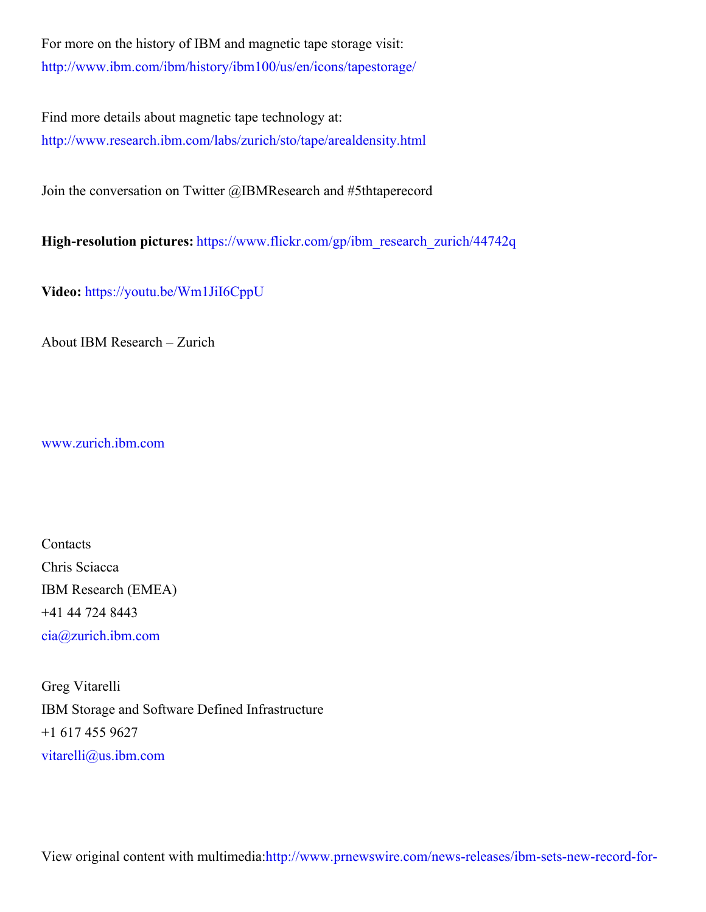For more on the history of IBM and magnetic tape storage visit:
http://www.ibm.com/ibm/history/ibm100/us/en/icons/tapestorage/

Find more details about magnetic tape technology at:
http://www.research.ibm.com/labs/zurich/sto/tape/arealdensity.html

Join the conversation on Twitter @IBMResearch and #5thtaperecord

**High-resolution pictures:** https://www.flickr.com/gp/ibm_research_zurich/44742q

**Video:** https://youtu.be/Wm1JiI6CppU

About IBM Research – Zurich

www.zurich.ibm.com

Contacts
Chris Sciacca
IBM Research (EMEA)
+41 44 724 8443
cia@zurich.ibm.com

Greg Vitarelli
IBM Storage and Software Defined Infrastructure
+1 617 455 9627
vitarelli@us.ibm.com

View original content with multimedia:http://www.prnewswire.com/news-releases/ibm-sets-new-record-for-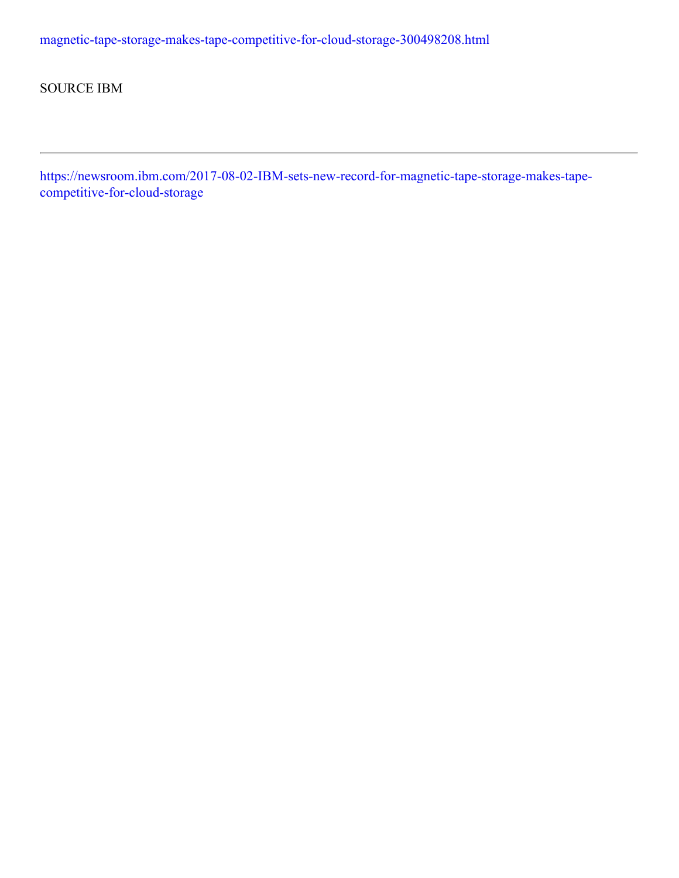magnetic-tape-storage-makes-tape-competitive-for-cloud-storage-300498208.html

SOURCE IBM

---

https://newsroom.ibm.com/2017-08-02-IBM-sets-new-record-for-magnetic-tape-storage-makes-tape-competitive-for-cloud-storage